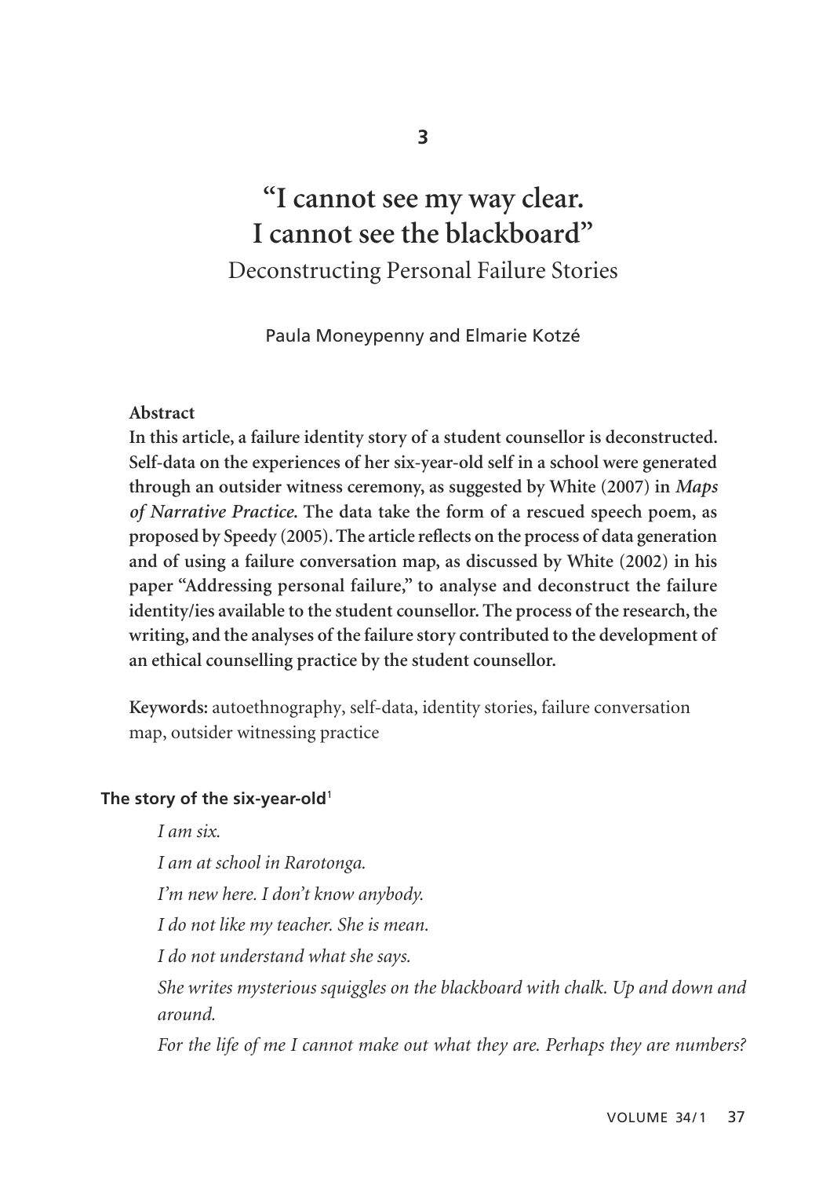3

# "I cannot see my way clear. I cannot see the blackboard"

## Deconstructing Personal Failure Stories

Paula Moneypenny and Elmarie Kotzé

**Abstract**

**In this article, a failure identity story of a student counsellor is deconstructed. Self-data on the experiences of her six-year-old self in a school were generated through an outsider witness ceremony, as suggested by White (2007) in *Maps of Narrative Practice.* The data take the form of a rescued speech poem, as proposed by Speedy (2005). The article reflects on the process of data generation and of using a failure conversation map, as discussed by White (2002) in his paper "Addressing personal failure," to analyse and deconstruct the failure identity/ies available to the student counsellor. The process of the research, the writing, and the analyses of the failure story contributed to the development of an ethical counselling practice by the student counsellor.**

**Keywords:** autoethnography, self-data, identity stories, failure conversation map, outsider witnessing practice

### The story of the six-year-old[1]

*I am six.*

*I am at school in Rarotonga.*

*I'm new here. I don't know anybody.*

*I do not like my teacher. She is mean.*

*I do not understand what she says.*

*She writes mysterious squiggles on the blackboard with chalk. Up and down and around.*

*For the life of me I cannot make out what they are. Perhaps they are numbers?*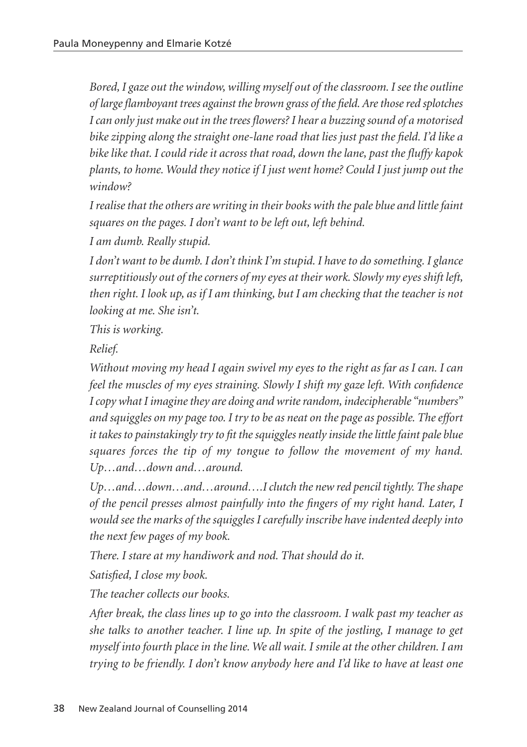*Bored, I gaze out the window, willing myself out of the classroom. I see the outline of large flamboyant trees against the brown grass of the field. Are those red splotches I can only just make out in the trees flowers? I hear a buzzing sound of a motorised bike zipping along the straight one-lane road that lies just past the field. I'd like a bike like that. I could ride it across that road, down the lane, past the fluffy kapok plants, to home. Would they notice if I just went home? Could I just jump out the window?*

*I realise that the others are writing in their books with the pale blue and little faint squares on the pages. I don't want to be left out, left behind.*

*I am dumb. Really stupid.*

*I don't want to be dumb. I don't think I'm stupid. I have to do something. I glance surreptitiously out of the corners of my eyes at their work. Slowly my eyes shift left, then right. I look up, as if I am thinking, but I am checking that the teacher is not looking at me. She isn't.*

*This is working.*

*Relief.*

*Without moving my head I again swivel my eyes to the right as far as I can. I can feel the muscles of my eyes straining. Slowly I shift my gaze left. With confidence I copy what I imagine they are doing and write random, indecipherable "numbers" and squiggles on my page too. I try to be as neat on the page as possible. The effort it takes to painstakingly try to fit the squiggles neatly inside the little faint pale blue squares forces the tip of my tongue to follow the movement of my hand. Up…and…down and…around.*

*Up…and…down…and…around….I clutch the new red pencil tightly. The shape of the pencil presses almost painfully into the fingers of my right hand. Later, I would see the marks of the squiggles I carefully inscribe have indented deeply into the next few pages of my book.*

*There. I stare at my handiwork and nod. That should do it.*

*Satisfied, I close my book.*

*The teacher collects our books.*

*After break, the class lines up to go into the classroom. I walk past my teacher as she talks to another teacher. I line up. In spite of the jostling, I manage to get myself into fourth place in the line. We all wait. I smile at the other children. I am trying to be friendly. I don't know anybody here and I'd like to have at least one*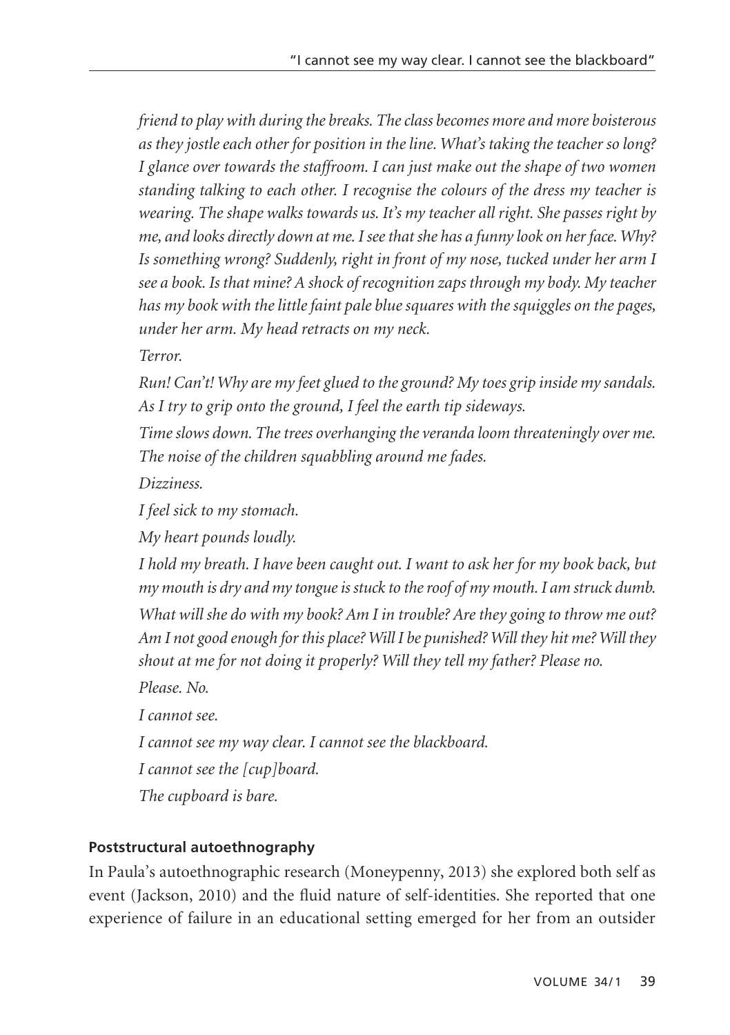*friend to play with during the breaks. The class becomes more and more boisterous as they jostle each other for position in the line. What's taking the teacher so long? I glance over towards the staffroom. I can just make out the shape of two women standing talking to each other. I recognise the colours of the dress my teacher is wearing. The shape walks towards us. It's my teacher all right. She passes right by me, and looks directly down at me. I see that she has a funny look on her face. Why? Is something wrong? Suddenly, right in front of my nose, tucked under her arm I see a book. Is that mine? A shock of recognition zaps through my body. My teacher has my book with the little faint pale blue squares with the squiggles on the pages, under her arm. My head retracts on my neck.*

*Terror.*

*Run! Can't! Why are my feet glued to the ground? My toes grip inside my sandals. As I try to grip onto the ground, I feel the earth tip sideways.*

*Time slows down. The trees overhanging the veranda loom threateningly over me. The noise of the children squabbling around me fades.*

*Dizziness.*

*I feel sick to my stomach.*

*My heart pounds loudly.*

*I hold my breath. I have been caught out. I want to ask her for my book back, but my mouth is dry and my tongue is stuck to the roof of my mouth. I am struck dumb.*

*What will she do with my book? Am I in trouble? Are they going to throw me out? Am I not good enough for this place? Will I be punished? Will they hit me? Will they shout at me for not doing it properly? Will they tell my father? Please no.*

*Please. No.*

*I cannot see.*

*I cannot see my way clear. I cannot see the blackboard.*

*I cannot see the [cup]board.*

*The cupboard is bare.*

#### Poststructural autoethnography

In Paula's autoethnographic research (Moneypenny, 2013) she explored both self as event (Jackson, 2010) and the fluid nature of self-identities. She reported that one experience of failure in an educational setting emerged for her from an outsider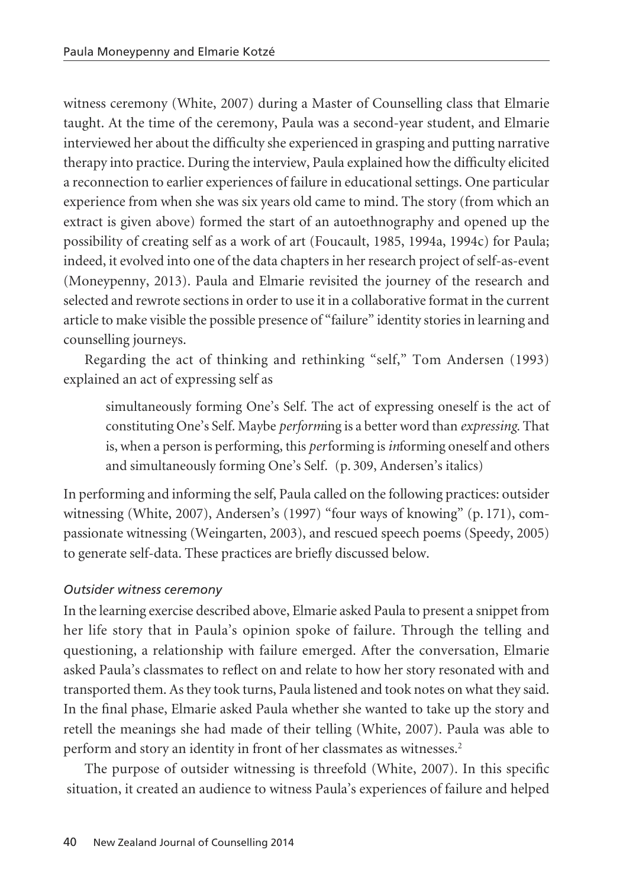witness ceremony (White, 2007) during a Master of Counselling class that Elmarie taught. At the time of the ceremony, Paula was a second-year student, and Elmarie interviewed her about the difficulty she experienced in grasping and putting narrative therapy into practice. During the interview, Paula explained how the difficulty elicited a reconnection to earlier experiences of failure in educational settings. One particular experience from when she was six years old came to mind. The story (from which an extract is given above) formed the start of an autoethnography and opened up the possibility of creating self as a work of art (Foucault, 1985, 1994a, 1994c) for Paula; indeed, it evolved into one of the data chapters in her research project of self-as-event (Moneypenny, 2013). Paula and Elmarie revisited the journey of the research and selected and rewrote sections in order to use it in a collaborative format in the current article to make visible the possible presence of "failure" identity stories in learning and counselling journeys.

Regarding the act of thinking and rethinking "self," Tom Andersen (1993) explained an act of expressing self as

> simultaneously forming One's Self. The act of expressing oneself is the act of constituting One's Self. Maybe *perform*ing is a better word than *expressing*. That is, when a person is performing, this *per*forming is *in*forming oneself and others and simultaneously forming One's Self. (p. 309, Andersen's italics)

In performing and informing the self, Paula called on the following practices: outsider witnessing (White, 2007), Andersen's (1997) "four ways of knowing" (p. 171), compassionate witnessing (Weingarten, 2003), and rescued speech poems (Speedy, 2005) to generate self-data. These practices are briefly discussed below.

### *Outsider witness ceremony*

In the learning exercise described above, Elmarie asked Paula to present a snippet from her life story that in Paula's opinion spoke of failure. Through the telling and questioning, a relationship with failure emerged. After the conversation, Elmarie asked Paula's classmates to reflect on and relate to how her story resonated with and transported them. As they took turns, Paula listened and took notes on what they said. In the final phase, Elmarie asked Paula whether she wanted to take up the story and retell the meanings she had made of their telling (White, 2007). Paula was able to perform and story an identity in front of her classmates as witnesses.[2]

The purpose of outsider witnessing is threefold (White, 2007). In this specific situation, it created an audience to witness Paula's experiences of failure and helped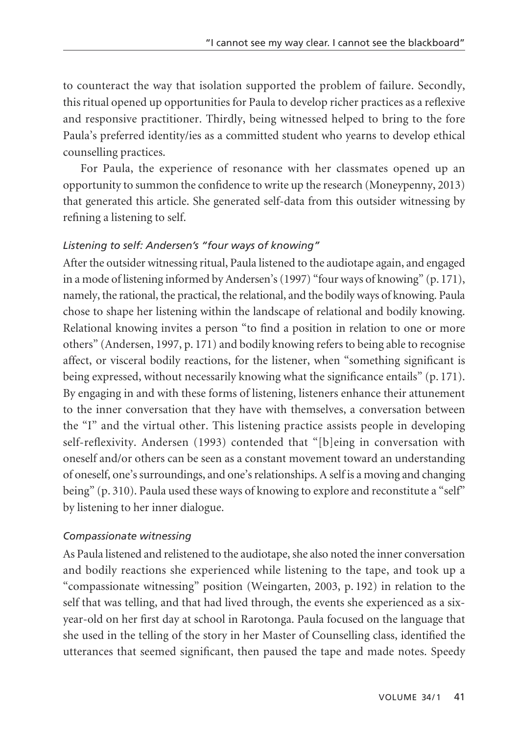to counteract the way that isolation supported the problem of failure. Secondly, this ritual opened up opportunities for Paula to develop richer practices as a reflexive and responsive practitioner. Thirdly, being witnessed helped to bring to the fore Paula's preferred identity/ies as a committed student who yearns to develop ethical counselling practices.

For Paula, the experience of resonance with her classmates opened up an opportunity to summon the confidence to write up the research (Moneypenny, 2013) that generated this article. She generated self-data from this outsider witnessing by refining a listening to self.

### *Listening to self: Andersen's "four ways of knowing"*

After the outsider witnessing ritual, Paula listened to the audiotape again, and engaged in a mode of listening informed by Andersen's (1997) "four ways of knowing" (p. 171), namely, the rational, the practical, the relational, and the bodily ways of knowing. Paula chose to shape her listening within the landscape of relational and bodily knowing. Relational knowing invites a person "to find a position in relation to one or more others" (Andersen, 1997, p. 171) and bodily knowing refers to being able to recognise affect, or visceral bodily reactions, for the listener, when "something significant is being expressed, without necessarily knowing what the significance entails" (p. 171). By engaging in and with these forms of listening, listeners enhance their attunement to the inner conversation that they have with themselves, a conversation between the "I" and the virtual other. This listening practice assists people in developing self-reflexivity. Andersen (1993) contended that "[b]eing in conversation with oneself and/or others can be seen as a constant movement toward an understanding of oneself, one's surroundings, and one's relationships. A self is a moving and changing being" (p. 310). Paula used these ways of knowing to explore and reconstitute a "self" by listening to her inner dialogue.

### *Compassionate witnessing*

As Paula listened and relistened to the audiotape, she also noted the inner conversation and bodily reactions she experienced while listening to the tape, and took up a "compassionate witnessing" position (Weingarten, 2003, p. 192) in relation to the self that was telling, and that had lived through, the events she experienced as a six-year-old on her first day at school in Rarotonga. Paula focused on the language that she used in the telling of the story in her Master of Counselling class, identified the utterances that seemed significant, then paused the tape and made notes. Speedy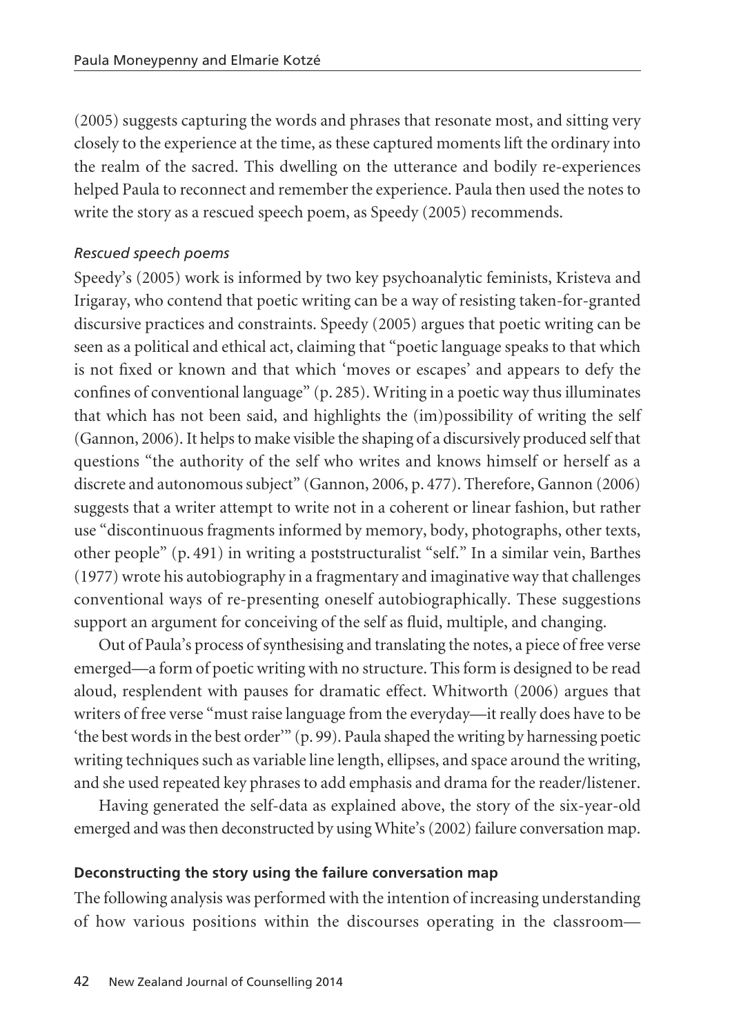(2005) suggests capturing the words and phrases that resonate most, and sitting very closely to the experience at the time, as these captured moments lift the ordinary into the realm of the sacred. This dwelling on the utterance and bodily re-experiences helped Paula to reconnect and remember the experience. Paula then used the notes to write the story as a rescued speech poem, as Speedy (2005) recommends.

*Rescued speech poems*

Speedy's (2005) work is informed by two key psychoanalytic feminists, Kristeva and Irigaray, who contend that poetic writing can be a way of resisting taken-for-granted discursive practices and constraints. Speedy (2005) argues that poetic writing can be seen as a political and ethical act, claiming that "poetic language speaks to that which is not fixed or known and that which 'moves or escapes' and appears to defy the confines of conventional language" (p. 285). Writing in a poetic way thus illuminates that which has not been said, and highlights the (im)possibility of writing the self (Gannon, 2006). It helps to make visible the shaping of a discursively produced self that questions "the authority of the self who writes and knows himself or herself as a discrete and autonomous subject" (Gannon, 2006, p. 477). Therefore, Gannon (2006) suggests that a writer attempt to write not in a coherent or linear fashion, but rather use "discontinuous fragments informed by memory, body, photographs, other texts, other people" (p. 491) in writing a poststructuralist "self." In a similar vein, Barthes (1977) wrote his autobiography in a fragmentary and imaginative way that challenges conventional ways of re-presenting oneself autobiographically. These suggestions support an argument for conceiving of the self as fluid, multiple, and changing.

Out of Paula's process of synthesising and translating the notes, a piece of free verse emerged—a form of poetic writing with no structure. This form is designed to be read aloud, resplendent with pauses for dramatic effect. Whitworth (2006) argues that writers of free verse "must raise language from the everyday—it really does have to be 'the best words in the best order'" (p. 99). Paula shaped the writing by harnessing poetic writing techniques such as variable line length, ellipses, and space around the writing, and she used repeated key phrases to add emphasis and drama for the reader/listener.

Having generated the self-data as explained above, the story of the six-year-old emerged and was then deconstructed by using White's (2002) failure conversation map.

**Deconstructing the story using the failure conversation map**

The following analysis was performed with the intention of increasing understanding of how various positions within the discourses operating in the classroom—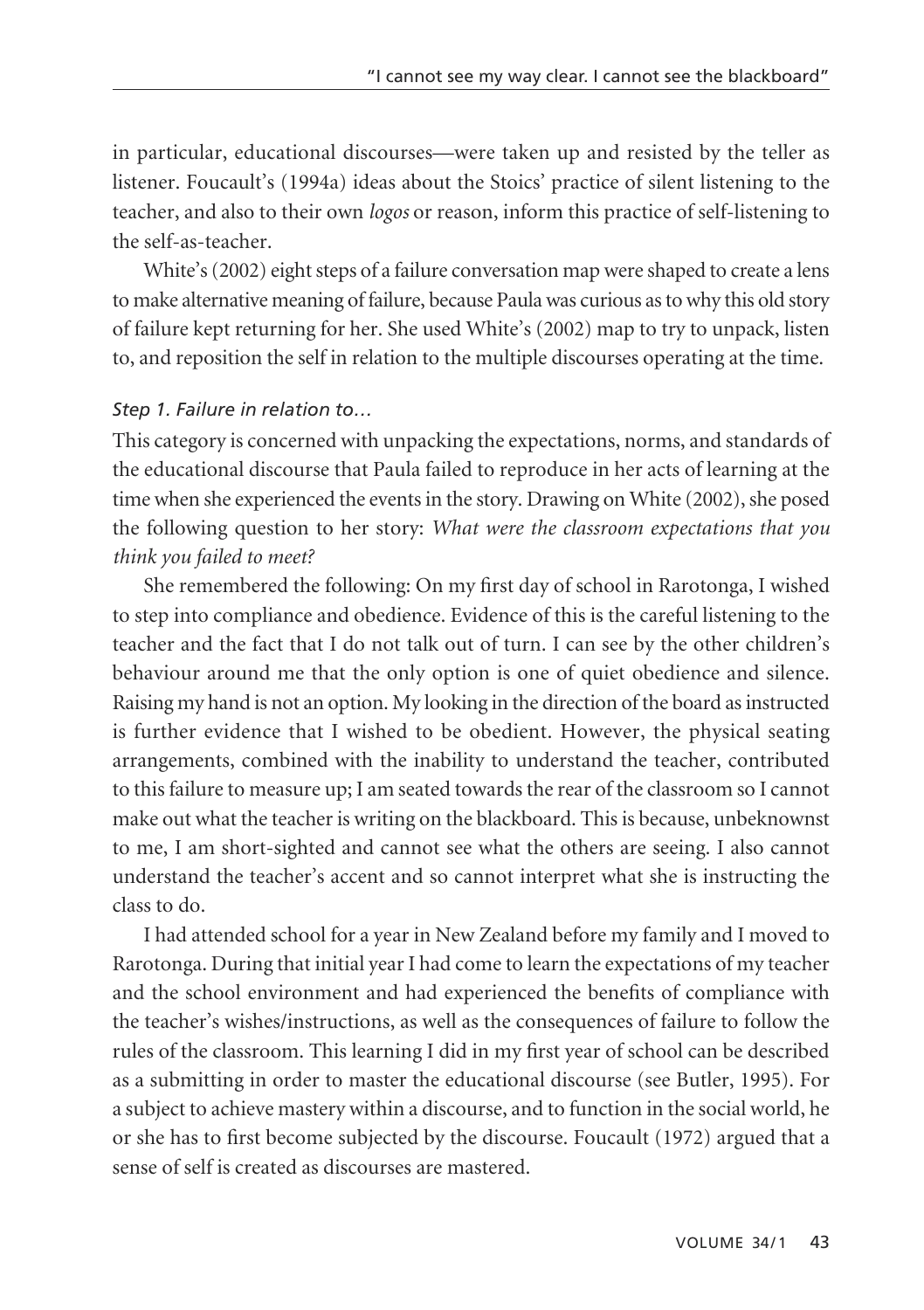in particular, educational discourses—were taken up and resisted by the teller as listener. Foucault's (1994a) ideas about the Stoics' practice of silent listening to the teacher, and also to their own *logos* or reason, inform this practice of self-listening to the self-as-teacher.

White's (2002) eight steps of a failure conversation map were shaped to create a lens to make alternative meaning of failure, because Paula was curious as to why this old story of failure kept returning for her. She used White's (2002) map to try to unpack, listen to, and reposition the self in relation to the multiple discourses operating at the time.

*Step 1. Failure in relation to…*

This category is concerned with unpacking the expectations, norms, and standards of the educational discourse that Paula failed to reproduce in her acts of learning at the time when she experienced the events in the story. Drawing on White (2002), she posed the following question to her story: *What were the classroom expectations that you think you failed to meet?*

She remembered the following: On my first day of school in Rarotonga, I wished to step into compliance and obedience. Evidence of this is the careful listening to the teacher and the fact that I do not talk out of turn. I can see by the other children's behaviour around me that the only option is one of quiet obedience and silence. Raising my hand is not an option. My looking in the direction of the board as instructed is further evidence that I wished to be obedient. However, the physical seating arrangements, combined with the inability to understand the teacher, contributed to this failure to measure up; I am seated towards the rear of the classroom so I cannot make out what the teacher is writing on the blackboard. This is because, unbeknownst to me, I am short-sighted and cannot see what the others are seeing. I also cannot understand the teacher's accent and so cannot interpret what she is instructing the class to do.

I had attended school for a year in New Zealand before my family and I moved to Rarotonga. During that initial year I had come to learn the expectations of my teacher and the school environment and had experienced the benefits of compliance with the teacher's wishes/instructions, as well as the consequences of failure to follow the rules of the classroom. This learning I did in my first year of school can be described as a submitting in order to master the educational discourse (see Butler, 1995). For a subject to achieve mastery within a discourse, and to function in the social world, he or she has to first become subjected by the discourse. Foucault (1972) argued that a sense of self is created as discourses are mastered.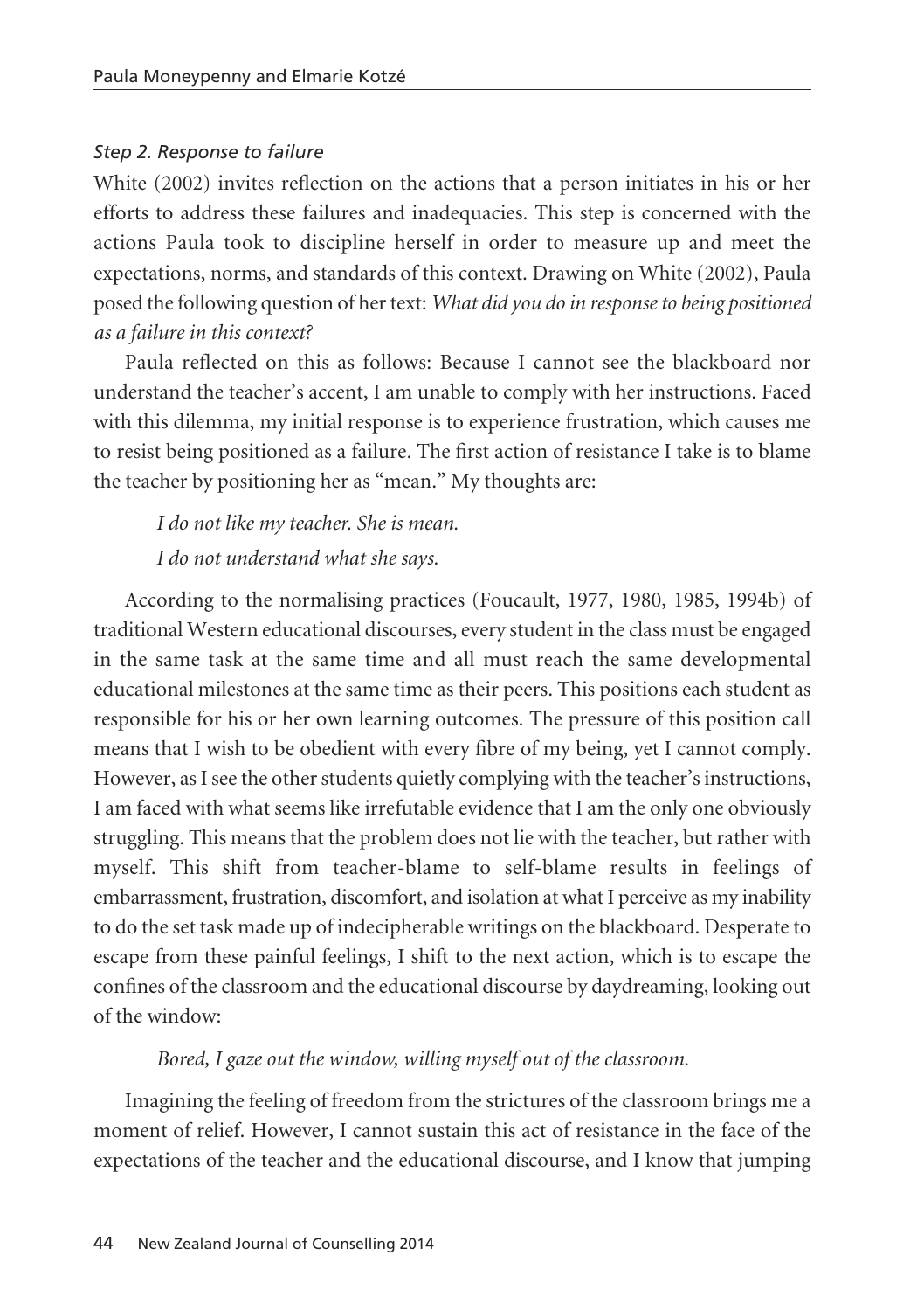*Step 2. Response to failure*

White (2002) invites reflection on the actions that a person initiates in his or her efforts to address these failures and inadequacies. This step is concerned with the actions Paula took to discipline herself in order to measure up and meet the expectations, norms, and standards of this context. Drawing on White (2002), Paula posed the following question of her text: *What did you do in response to being positioned as a failure in this context?*

Paula reflected on this as follows: Because I cannot see the blackboard nor understand the teacher's accent, I am unable to comply with her instructions. Faced with this dilemma, my initial response is to experience frustration, which causes me to resist being positioned as a failure. The first action of resistance I take is to blame the teacher by positioning her as "mean." My thoughts are:

> *I do not like my teacher. She is mean.*
>
> *I do not understand what she says.*

According to the normalising practices (Foucault, 1977, 1980, 1985, 1994b) of traditional Western educational discourses, every student in the class must be engaged in the same task at the same time and all must reach the same developmental educational milestones at the same time as their peers. This positions each student as responsible for his or her own learning outcomes. The pressure of this position call means that I wish to be obedient with every fibre of my being, yet I cannot comply. However, as I see the other students quietly complying with the teacher's instructions, I am faced with what seems like irrefutable evidence that I am the only one obviously struggling. This means that the problem does not lie with the teacher, but rather with myself. This shift from teacher-blame to self-blame results in feelings of embarrassment, frustration, discomfort, and isolation at what I perceive as my inability to do the set task made up of indecipherable writings on the blackboard. Desperate to escape from these painful feelings, I shift to the next action, which is to escape the confines of the classroom and the educational discourse by daydreaming, looking out of the window:

> *Bored, I gaze out the window, willing myself out of the classroom.*

Imagining the feeling of freedom from the strictures of the classroom brings me a moment of relief. However, I cannot sustain this act of resistance in the face of the expectations of the teacher and the educational discourse, and I know that jumping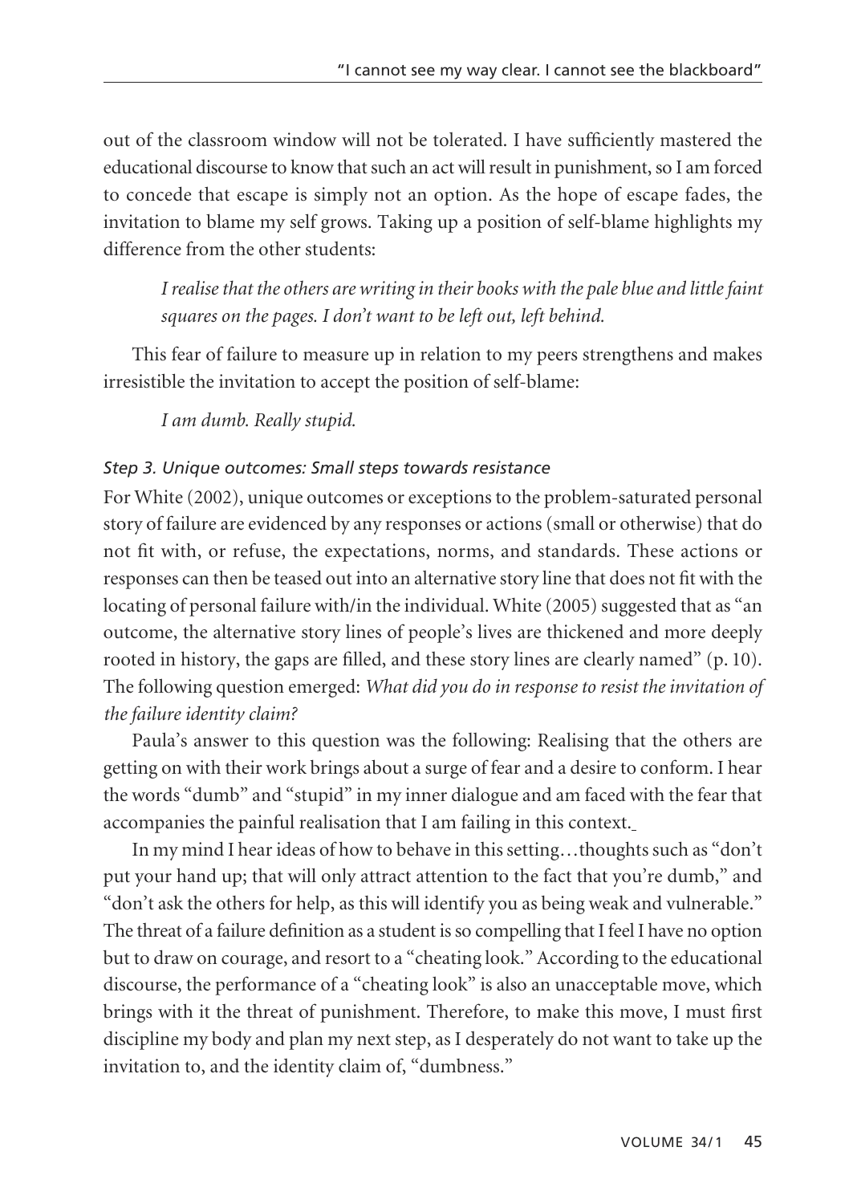out of the classroom window will not be tolerated. I have sufficiently mastered the educational discourse to know that such an act will result in punishment, so I am forced to concede that escape is simply not an option. As the hope of escape fades, the invitation to blame my self grows. Taking up a position of self-blame highlights my difference from the other students:

> *I realise that the others are writing in their books with the pale blue and little faint squares on the pages. I don't want to be left out, left behind.*

This fear of failure to measure up in relation to my peers strengthens and makes irresistible the invitation to accept the position of self-blame:

> *I am dumb. Really stupid.*

### *Step 3. Unique outcomes: Small steps towards resistance*

For White (2002), unique outcomes or exceptions to the problem-saturated personal story of failure are evidenced by any responses or actions (small or otherwise) that do not fit with, or refuse, the expectations, norms, and standards. These actions or responses can then be teased out into an alternative story line that does not fit with the locating of personal failure with/in the individual. White (2005) suggested that as "an outcome, the alternative story lines of people's lives are thickened and more deeply rooted in history, the gaps are filled, and these story lines are clearly named" (p. 10). The following question emerged: *What did you do in response to resist the invitation of the failure identity claim?*

Paula's answer to this question was the following: Realising that the others are getting on with their work brings about a surge of fear and a desire to conform. I hear the words "dumb" and "stupid" in my inner dialogue and am faced with the fear that accompanies the painful realisation that I am failing in this context.

In my mind I hear ideas of how to behave in this setting…thoughts such as "don't put your hand up; that will only attract attention to the fact that you're dumb," and "don't ask the others for help, as this will identify you as being weak and vulnerable." The threat of a failure definition as a student is so compelling that I feel I have no option but to draw on courage, and resort to a "cheating look." According to the educational discourse, the performance of a "cheating look" is also an unacceptable move, which brings with it the threat of punishment. Therefore, to make this move, I must first discipline my body and plan my next step, as I desperately do not want to take up the invitation to, and the identity claim of, "dumbness."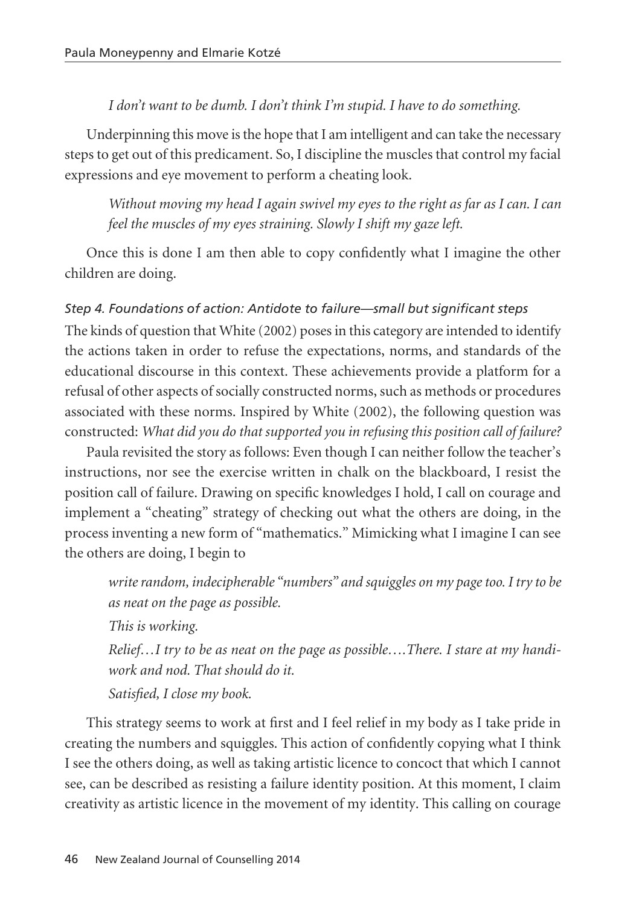*I don't want to be dumb. I don't think I'm stupid. I have to do something.*

Underpinning this move is the hope that I am intelligent and can take the necessary steps to get out of this predicament. So, I discipline the muscles that control my facial expressions and eye movement to perform a cheating look.

> *Without moving my head I again swivel my eyes to the right as far as I can. I can feel the muscles of my eyes straining. Slowly I shift my gaze left.*

Once this is done I am then able to copy confidently what I imagine the other children are doing.

*Step 4. Foundations of action: Antidote to failure—small but significant steps*

The kinds of question that White (2002) poses in this category are intended to identify the actions taken in order to refuse the expectations, norms, and standards of the educational discourse in this context. These achievements provide a platform for a refusal of other aspects of socially constructed norms, such as methods or procedures associated with these norms. Inspired by White (2002), the following question was constructed: *What did you do that supported you in refusing this position call of failure?*

Paula revisited the story as follows: Even though I can neither follow the teacher's instructions, nor see the exercise written in chalk on the blackboard, I resist the position call of failure. Drawing on specific knowledges I hold, I call on courage and implement a "cheating" strategy of checking out what the others are doing, in the process inventing a new form of "mathematics." Mimicking what I imagine I can see the others are doing, I begin to

> *write random, indecipherable "numbers" and squiggles on my page too. I try to be as neat on the page as possible.*
>
> *This is working.*
>
> *Relief…I try to be as neat on the page as possible….There. I stare at my handiwork and nod. That should do it.*
>
> *Satisfied, I close my book.*

This strategy seems to work at first and I feel relief in my body as I take pride in creating the numbers and squiggles. This action of confidently copying what I think I see the others doing, as well as taking artistic licence to concoct that which I cannot see, can be described as resisting a failure identity position. At this moment, I claim creativity as artistic licence in the movement of my identity. This calling on courage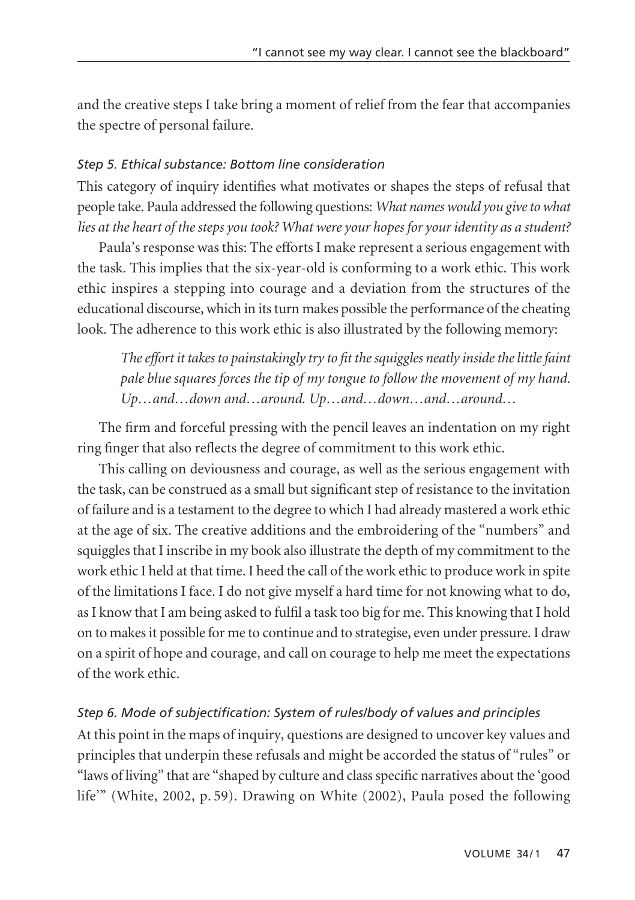and the creative steps I take bring a moment of relief from the fear that accompanies the spectre of personal failure.

### *Step 5. Ethical substance: Bottom line consideration*

This category of inquiry identifies what motivates or shapes the steps of refusal that people take. Paula addressed the following questions: *What names would you give to what lies at the heart of the steps you took? What were your hopes for your identity as a student?*

Paula's response was this: The efforts I make represent a serious engagement with the task. This implies that the six-year-old is conforming to a work ethic. This work ethic inspires a stepping into courage and a deviation from the structures of the educational discourse, which in its turn makes possible the performance of the cheating look. The adherence to this work ethic is also illustrated by the following memory:

> *The effort it takes to painstakingly try to fit the squiggles neatly inside the little faint pale blue squares forces the tip of my tongue to follow the movement of my hand. Up…and…down and…around. Up…and…down…and…around…*

The firm and forceful pressing with the pencil leaves an indentation on my right ring finger that also reflects the degree of commitment to this work ethic.

This calling on deviousness and courage, as well as the serious engagement with the task, can be construed as a small but significant step of resistance to the invitation of failure and is a testament to the degree to which I had already mastered a work ethic at the age of six. The creative additions and the embroidering of the "numbers" and squiggles that I inscribe in my book also illustrate the depth of my commitment to the work ethic I held at that time. I heed the call of the work ethic to produce work in spite of the limitations I face. I do not give myself a hard time for not knowing what to do, as I know that I am being asked to fulfil a task too big for me. This knowing that I hold on to makes it possible for me to continue and to strategise, even under pressure. I draw on a spirit of hope and courage, and call on courage to help me meet the expectations of the work ethic.

### *Step 6. Mode of subjectification: System of rules/body of values and principles*

At this point in the maps of inquiry, questions are designed to uncover key values and principles that underpin these refusals and might be accorded the status of "rules" or "laws of living" that are "shaped by culture and class specific narratives about the 'good life'" (White, 2002, p. 59). Drawing on White (2002), Paula posed the following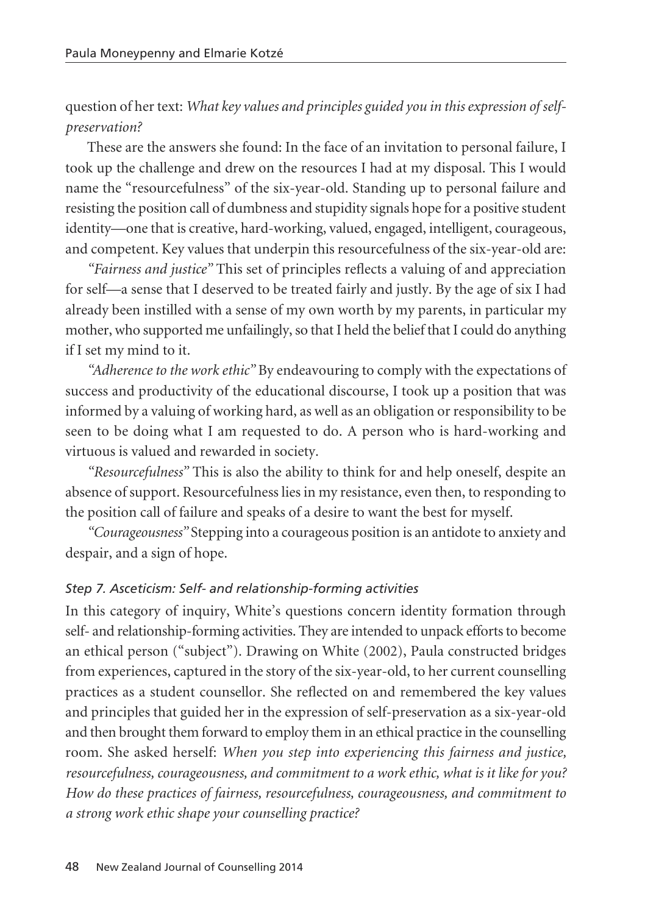question of her text: *What key values and principles guided you in this expression of self-preservation?*

These are the answers she found: In the face of an invitation to personal failure, I took up the challenge and drew on the resources I had at my disposal. This I would name the "resourcefulness" of the six-year-old. Standing up to personal failure and resisting the position call of dumbness and stupidity signals hope for a positive student identity—one that is creative, hard-working, valued, engaged, intelligent, courageous, and competent. Key values that underpin this resourcefulness of the six-year-old are:

*"Fairness and justice"* This set of principles reflects a valuing of and appreciation for self—a sense that I deserved to be treated fairly and justly. By the age of six I had already been instilled with a sense of my own worth by my parents, in particular my mother, who supported me unfailingly, so that I held the belief that I could do anything if I set my mind to it.

*"Adherence to the work ethic"* By endeavouring to comply with the expectations of success and productivity of the educational discourse, I took up a position that was informed by a valuing of working hard, as well as an obligation or responsibility to be seen to be doing what I am requested to do. A person who is hard-working and virtuous is valued and rewarded in society.

*"Resourcefulness"* This is also the ability to think for and help oneself, despite an absence of support. Resourcefulness lies in my resistance, even then, to responding to the position call of failure and speaks of a desire to want the best for myself.

*"Courageousness"* Stepping into a courageous position is an antidote to anxiety and despair, and a sign of hope.

### *Step 7. Asceticism: Self- and relationship-forming activities*

In this category of inquiry, White's questions concern identity formation through self- and relationship-forming activities. They are intended to unpack efforts to become an ethical person ("subject"). Drawing on White (2002), Paula constructed bridges from experiences, captured in the story of the six-year-old, to her current counselling practices as a student counsellor. She reflected on and remembered the key values and principles that guided her in the expression of self-preservation as a six-year-old and then brought them forward to employ them in an ethical practice in the counselling room. She asked herself: *When you step into experiencing this fairness and justice, resourcefulness, courageousness, and commitment to a work ethic, what is it like for you? How do these practices of fairness, resourcefulness, courageousness, and commitment to a strong work ethic shape your counselling practice?*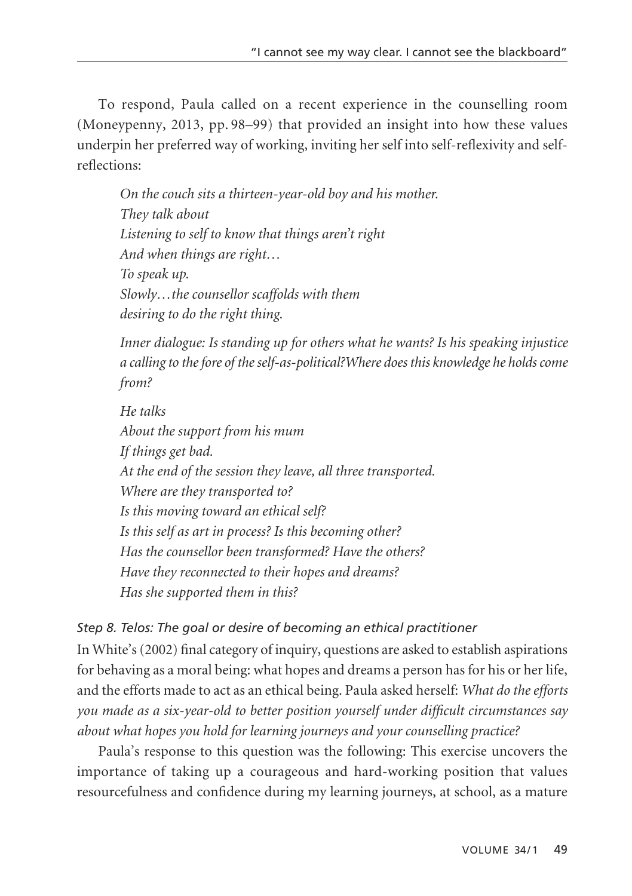To respond, Paula called on a recent experience in the counselling room (Moneypenny, 2013, pp. 98–99) that provided an insight into how these values underpin her preferred way of working, inviting her self into self-reflexivity and self-reflections:

> *On the couch sits a thirteen-year-old boy and his mother.*
> *They talk about*
> *Listening to self to know that things aren't right*
> *And when things are right…*
> *To speak up.*
> *Slowly…the counsellor scaffolds with them*
> *desiring to do the right thing.*
>
> *Inner dialogue: Is standing up for others what he wants? Is his speaking injustice a calling to the fore of the self-as-political?Where does this knowledge he holds come from?*
>
> *He talks*
> *About the support from his mum*
> *If things get bad.*
> *At the end of the session they leave, all three transported.*
> *Where are they transported to?*
> *Is this moving toward an ethical self?*
> *Is this self as art in process? Is this becoming other?*
> *Has the counsellor been transformed? Have the others?*
> *Have they reconnected to their hopes and dreams?*
> *Has she supported them in this?*

*Step 8. Telos: The goal or desire of becoming an ethical practitioner*

In White's (2002) final category of inquiry, questions are asked to establish aspirations for behaving as a moral being: what hopes and dreams a person has for his or her life, and the efforts made to act as an ethical being. Paula asked herself: *What do the efforts you made as a six-year-old to better position yourself under difficult circumstances say about what hopes you hold for learning journeys and your counselling practice?*

Paula's response to this question was the following: This exercise uncovers the importance of taking up a courageous and hard-working position that values resourcefulness and confidence during my learning journeys, at school, as a mature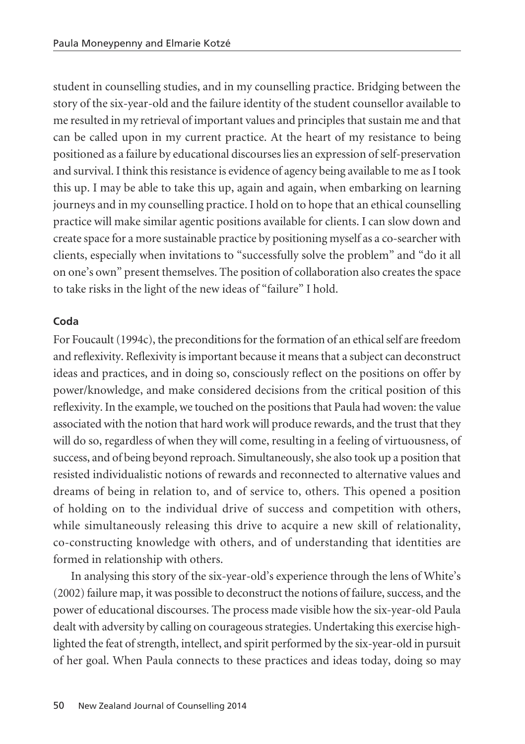student in counselling studies, and in my counselling practice. Bridging between the story of the six-year-old and the failure identity of the student counsellor available to me resulted in my retrieval of important values and principles that sustain me and that can be called upon in my current practice. At the heart of my resistance to being positioned as a failure by educational discourses lies an expression of self-preservation and survival. I think this resistance is evidence of agency being available to me as I took this up. I may be able to take this up, again and again, when embarking on learning journeys and in my counselling practice. I hold on to hope that an ethical counselling practice will make similar agentic positions available for clients. I can slow down and create space for a more sustainable practice by positioning myself as a co-searcher with clients, especially when invitations to "successfully solve the problem" and "do it all on one's own" present themselves. The position of collaboration also creates the space to take risks in the light of the new ideas of "failure" I hold.

**Coda**

For Foucault (1994c), the preconditions for the formation of an ethical self are freedom and reflexivity. Reflexivity is important because it means that a subject can deconstruct ideas and practices, and in doing so, consciously reflect on the positions on offer by power/knowledge, and make considered decisions from the critical position of this reflexivity. In the example, we touched on the positions that Paula had woven: the value associated with the notion that hard work will produce rewards, and the trust that they will do so, regardless of when they will come, resulting in a feeling of virtuousness, of success, and of being beyond reproach. Simultaneously, she also took up a position that resisted individualistic notions of rewards and reconnected to alternative values and dreams of being in relation to, and of service to, others. This opened a position of holding on to the individual drive of success and competition with others, while simultaneously releasing this drive to acquire a new skill of relationality, co-constructing knowledge with others, and of understanding that identities are formed in relationship with others.

In analysing this story of the six-year-old's experience through the lens of White's (2002) failure map, it was possible to deconstruct the notions of failure, success, and the power of educational discourses. The process made visible how the six-year-old Paula dealt with adversity by calling on courageous strategies. Undertaking this exercise highlighted the feat of strength, intellect, and spirit performed by the six-year-old in pursuit of her goal. When Paula connects to these practices and ideas today, doing so may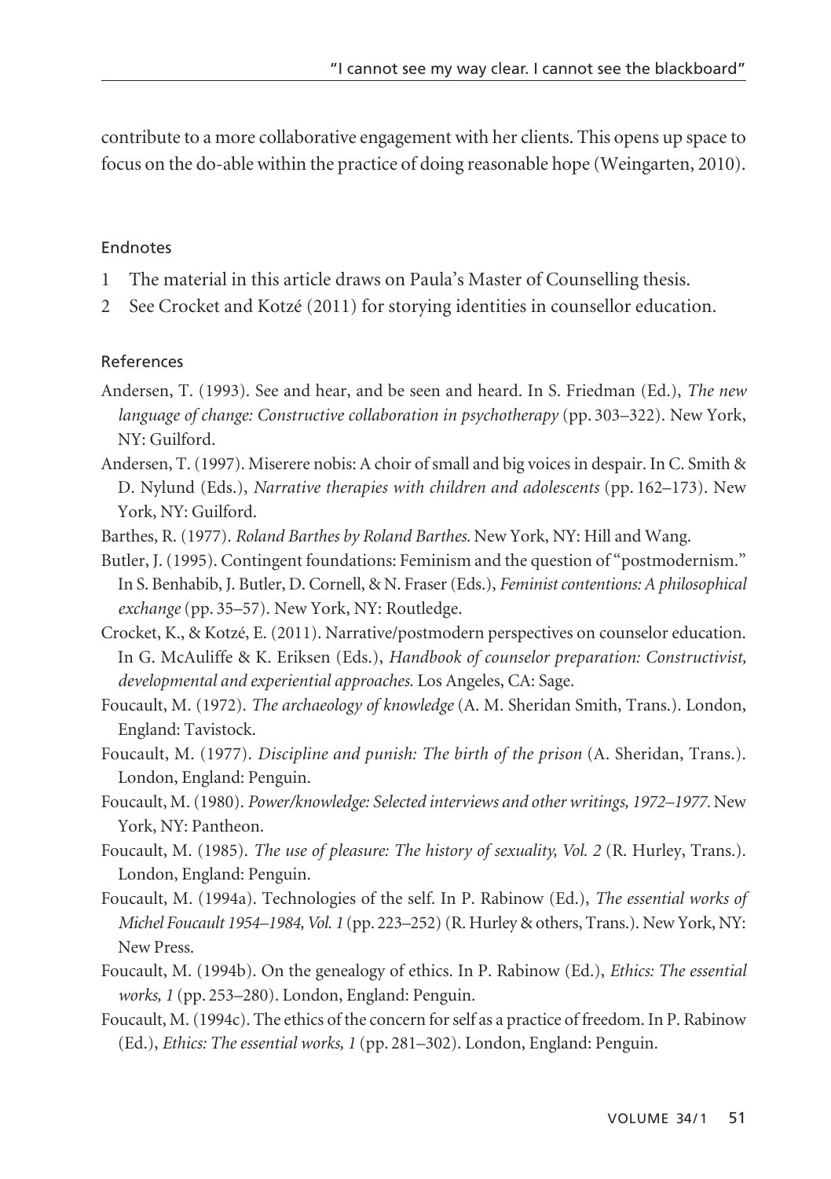contribute to a more collaborative engagement with her clients. This opens up space to focus on the do-able within the practice of doing reasonable hope (Weingarten, 2010).

## Endnotes

1. The material in this article draws on Paula's Master of Counselling thesis.
2. See Crocket and Kotzé (2011) for storying identities in counsellor education.

## References

Andersen, T. (1993). See and hear, and be seen and heard. In S. Friedman (Ed.), *The new language of change: Constructive collaboration in psychotherapy* (pp. 303–322). New York, NY: Guilford.

Andersen, T. (1997). Miserere nobis: A choir of small and big voices in despair. In C. Smith & D. Nylund (Eds.), *Narrative therapies with children and adolescents* (pp. 162–173). New York, NY: Guilford.

Barthes, R. (1977). *Roland Barthes by Roland Barthes.* New York, NY: Hill and Wang.

Butler, J. (1995). Contingent foundations: Feminism and the question of "postmodernism." In S. Benhabib, J. Butler, D. Cornell, & N. Fraser (Eds.), *Feminist contentions: A philosophical exchange* (pp. 35–57). New York, NY: Routledge.

Crocket, K., & Kotzé, E. (2011). Narrative/postmodern perspectives on counselor education. In G. McAuliffe & K. Eriksen (Eds.), *Handbook of counselor preparation: Constructivist, developmental and experiential approaches.* Los Angeles, CA: Sage.

Foucault, M. (1972). *The archaeology of knowledge* (A. M. Sheridan Smith, Trans.). London, England: Tavistock.

Foucault, M. (1977). *Discipline and punish: The birth of the prison* (A. Sheridan, Trans.). London, England: Penguin.

Foucault, M. (1980). *Power/knowledge: Selected interviews and other writings, 1972–1977.* New York, NY: Pantheon.

Foucault, M. (1985). *The use of pleasure: The history of sexuality, Vol. 2* (R. Hurley, Trans.). London, England: Penguin.

Foucault, M. (1994a). Technologies of the self. In P. Rabinow (Ed.), *The essential works of Michel Foucault 1954–1984, Vol. 1* (pp. 223–252) (R. Hurley & others, Trans.). New York, NY: New Press.

Foucault, M. (1994b). On the genealogy of ethics. In P. Rabinow (Ed.), *Ethics: The essential works, 1* (pp. 253–280). London, England: Penguin.

Foucault, M. (1994c). The ethics of the concern for self as a practice of freedom. In P. Rabinow (Ed.), *Ethics: The essential works, 1* (pp. 281–302). London, England: Penguin.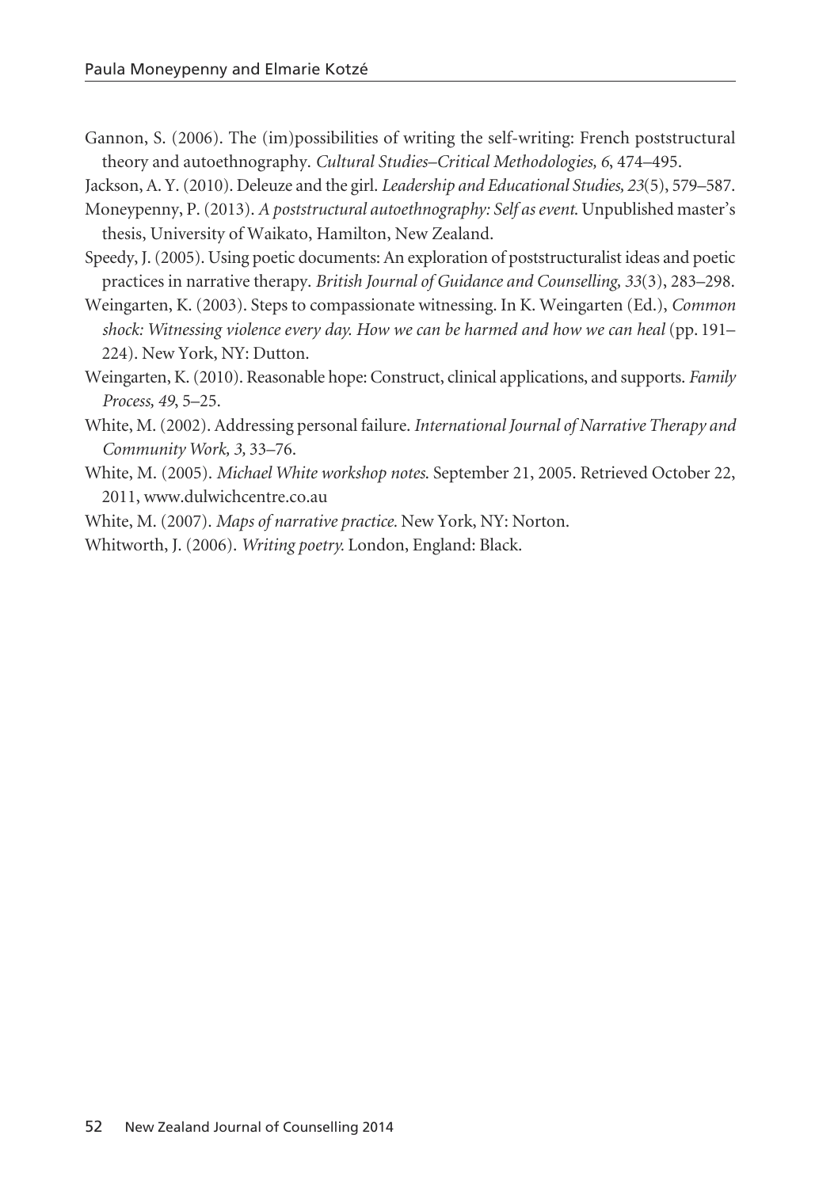Gannon, S. (2006). The (im)possibilities of writing the self-writing: French poststructural theory and autoethnography. *Cultural Studies–Critical Methodologies, 6*, 474–495.

Jackson, A. Y. (2010). Deleuze and the girl. *Leadership and Educational Studies, 23*(5), 579–587.

Moneypenny, P. (2013). *A poststructural autoethnography: Self as event.* Unpublished master's thesis, University of Waikato, Hamilton, New Zealand.

Speedy, J. (2005). Using poetic documents: An exploration of poststructuralist ideas and poetic practices in narrative therapy. *British Journal of Guidance and Counselling, 33*(3), 283–298.

Weingarten, K. (2003). Steps to compassionate witnessing. In K. Weingarten (Ed.), *Common shock: Witnessing violence every day. How we can be harmed and how we can heal* (pp. 191–224). New York, NY: Dutton.

Weingarten, K. (2010). Reasonable hope: Construct, clinical applications, and supports. *Family Process, 49*, 5–25.

White, M. (2002). Addressing personal failure. *International Journal of Narrative Therapy and Community Work, 3*, 33–76.

White, M. (2005). *Michael White workshop notes.* September 21, 2005. Retrieved October 22, 2011, www.dulwichcentre.co.au

White, M. (2007). *Maps of narrative practice.* New York, NY: Norton.

Whitworth, J. (2006). *Writing poetry.* London, England: Black.